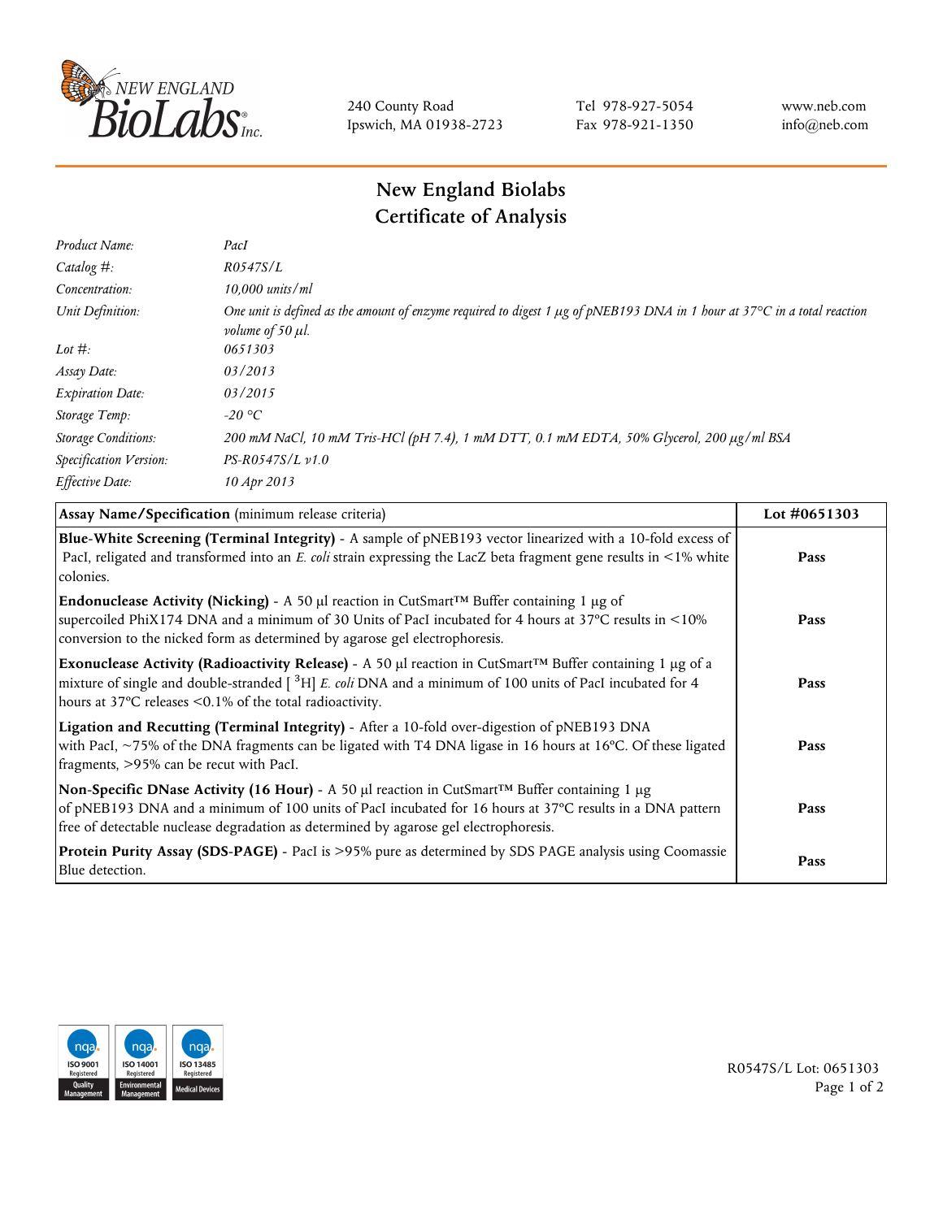240 County Road
Ipswich, MA 01938-2723

Tel 978-927-5054
Fax 978-921-1350

www.neb.com
info@neb.com

# New England Biolabs
# Certificate of Analysis

| | |
|---|---|
| *Product Name:* | *PacI* |
| *Catalog #:* | *R0547S/L* |
| *Concentration:* | *10,000 units/ml* |
| *Unit Definition:* | *One unit is defined as the amount of enzyme required to digest 1 µg of pNEB193 DNA in 1 hour at 37°C in a total reaction volume of 50 µl.* |
| *Lot #:* | *0651303* |
| *Assay Date:* | *03/2013* |
| *Expiration Date:* | *03/2015* |
| *Storage Temp:* | *-20 °C* |
| *Storage Conditions:* | *200 mM NaCl, 10 mM Tris-HCl (pH 7.4), 1 mM DTT, 0.1 mM EDTA, 50% Glycerol, 200 µg/ml BSA* |
| *Specification Version:* | *PS-R0547S/L v1.0* |
| *Effective Date:* | *10 Apr 2013* |

| **Assay Name/Specification** (minimum release criteria) | **Lot #0651303** |
|---|---|
| **Blue-White Screening (Terminal Integrity)** - A sample of pNEB193 vector linearized with a 10-fold excess of PacI, religated and transformed into an *E. coli* strain expressing the LacZ beta fragment gene results in <1% white colonies. | **Pass** |
| **Endonuclease Activity (Nicking)** - A 50 µl reaction in CutSmart™ Buffer containing 1 µg of supercoiled PhiX174 DNA and a minimum of 30 Units of PacI incubated for 4 hours at 37°C results in <10% conversion to the nicked form as determined by agarose gel electrophoresis. | **Pass** |
| **Exonuclease Activity (Radioactivity Release)** - A 50 µl reaction in CutSmart™ Buffer containing 1 µg of a mixture of single and double-stranded [ $^{3}$H] *E. coli* DNA and a minimum of 100 units of PacI incubated for 4 hours at 37°C releases <0.1% of the total radioactivity. | **Pass** |
| **Ligation and Recutting (Terminal Integrity)** - After a 10-fold over-digestion of pNEB193 DNA with PacI, ~75% of the DNA fragments can be ligated with T4 DNA ligase in 16 hours at 16°C. Of these ligated fragments, >95% can be recut with PacI. | **Pass** |
| **Non-Specific DNase Activity (16 Hour)** - A 50 µl reaction in CutSmart™ Buffer containing 1 µg of pNEB193 DNA and a minimum of 100 units of PacI incubated for 16 hours at 37°C results in a DNA pattern free of detectable nuclease degradation as determined by agarose gel electrophoresis. | **Pass** |
| **Protein Purity Assay (SDS-PAGE)** - PacI is >95% pure as determined by SDS PAGE analysis using Coomassie Blue detection. | **Pass** |

R0547S/L Lot: 0651303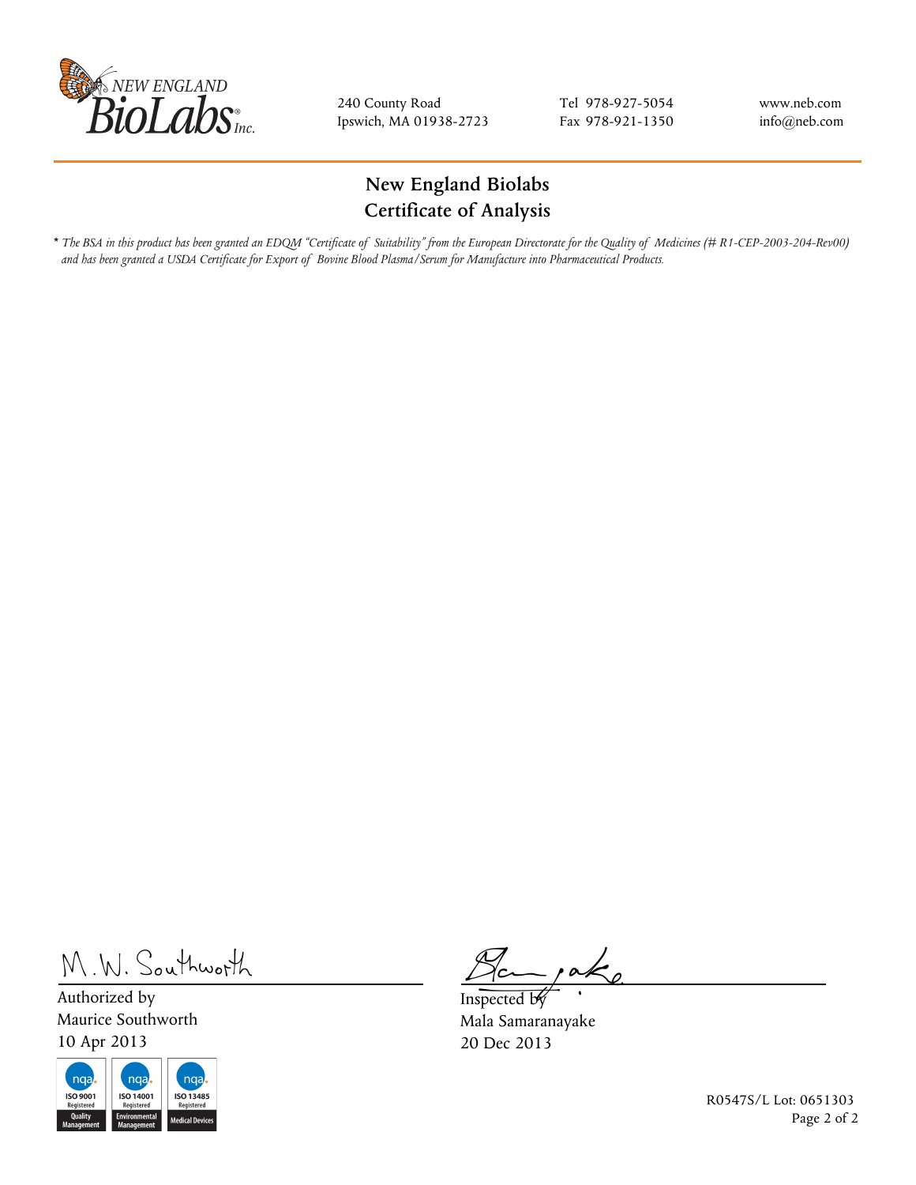240 County Road
Ipswich, MA 01938-2723

Tel 978-927-5054
Fax 978-921-1350

www.neb.com
info@neb.com

# New England Biolabs
# Certificate of Analysis

* *The BSA in this product has been granted an EDQM "Certificate of Suitability" from the European Directorate for the Quality of Medicines (# R1-CEP-2003-204-Rev00) and has been granted a USDA Certificate for Export of Bovine Blood Plasma/Serum for Manufacture into Pharmaceutical Products.*

M.W. Southworth

Authorized by
Maurice Southworth
10 Apr 2013

Inspected by
Mala Samaranayake
20 Dec 2013

ISO 9001 Registered Quality Management
ISO 14001 Registered Environmental Management
ISO 13485 Registered Medical Devices

R0547S/L Lot: 0651303